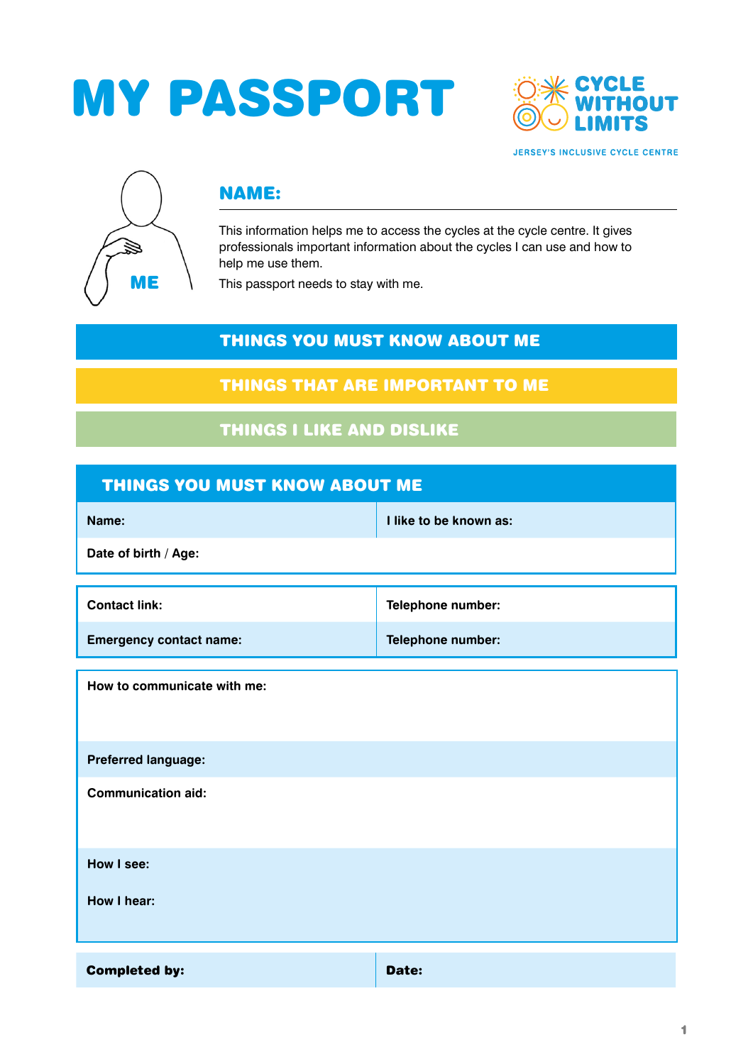# MY PASSPORT

CYCLE WITHOUT LIMITS

JERSEY'S INCLUSIVE CYCLE CENTRE

ME

## NAME:

This information helps me to access the cycles at the cycle centre. It gives professionals important information about the cycles I can use and how to help me use them.

This passport needs to stay with me.

**THINGS YOU MUST KNOW ABOUT ME**

**THINGS THAT ARE IMPORTANT TO ME**

**THINGS I LIKE AND DISLIKE**

## THINGS YOU MUST KNOW ABOUT ME

| **Name:** | **I like to be known as:** |
|---|---|
| **Date of birth / Age:** | |

| **Contact link:** | **Telephone number:** |
|---|---|
| **Emergency contact name:** | **Telephone number:** |

**How to communicate with me:**

**Preferred language:**

**Communication aid:**

**How I see:**

**How I hear:**

| **Completed by:** | **Date:** |
|---|---|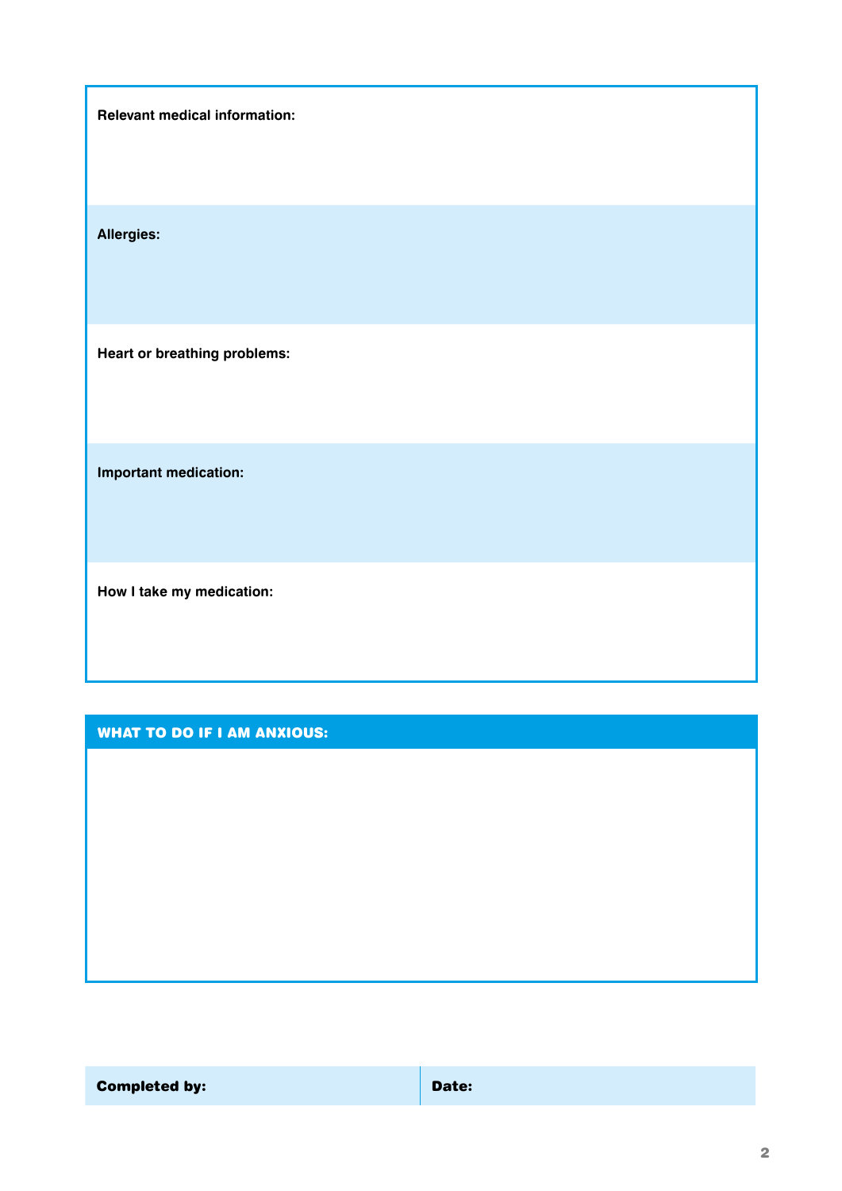**Relevant medical information:**

**Allergies:**

**Heart or breathing problems:**

**Important medication:**

**How I take my medication:**

## WHAT TO DO IF I AM ANXIOUS:

| **Completed by:** | **Date:** |
| --- | --- |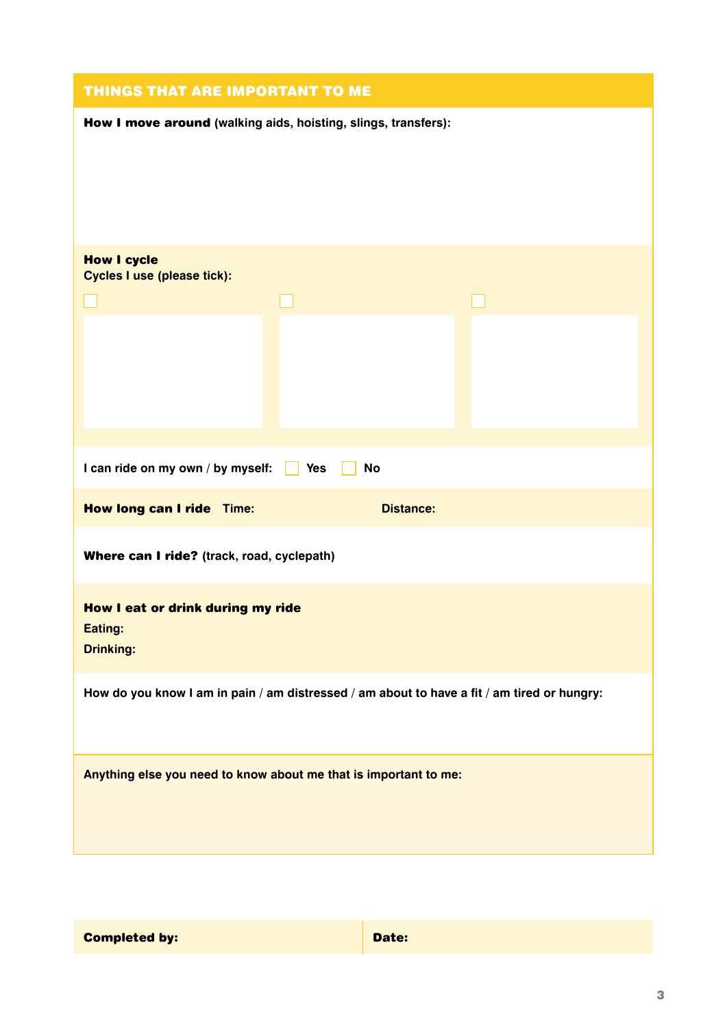## THINGS THAT ARE IMPORTANT TO ME

**How I move around** (walking aids, hoisting, slings, transfers):

**How I cycle**
Cycles I use (please tick):

☐ ☐ ☐

I can ride on my own / by myself: ☐ Yes ☐ No

**How long can I ride** Time: Distance:

**Where can I ride?** (track, road, cyclepath)

**How I eat or drink during my ride**
Eating:
Drinking:

How do you know I am in pain / am distressed / am about to have a fit / am tired or hungry:

Anything else you need to know about me that is important to me:

| **Completed by:** | **Date:** |
|---|---|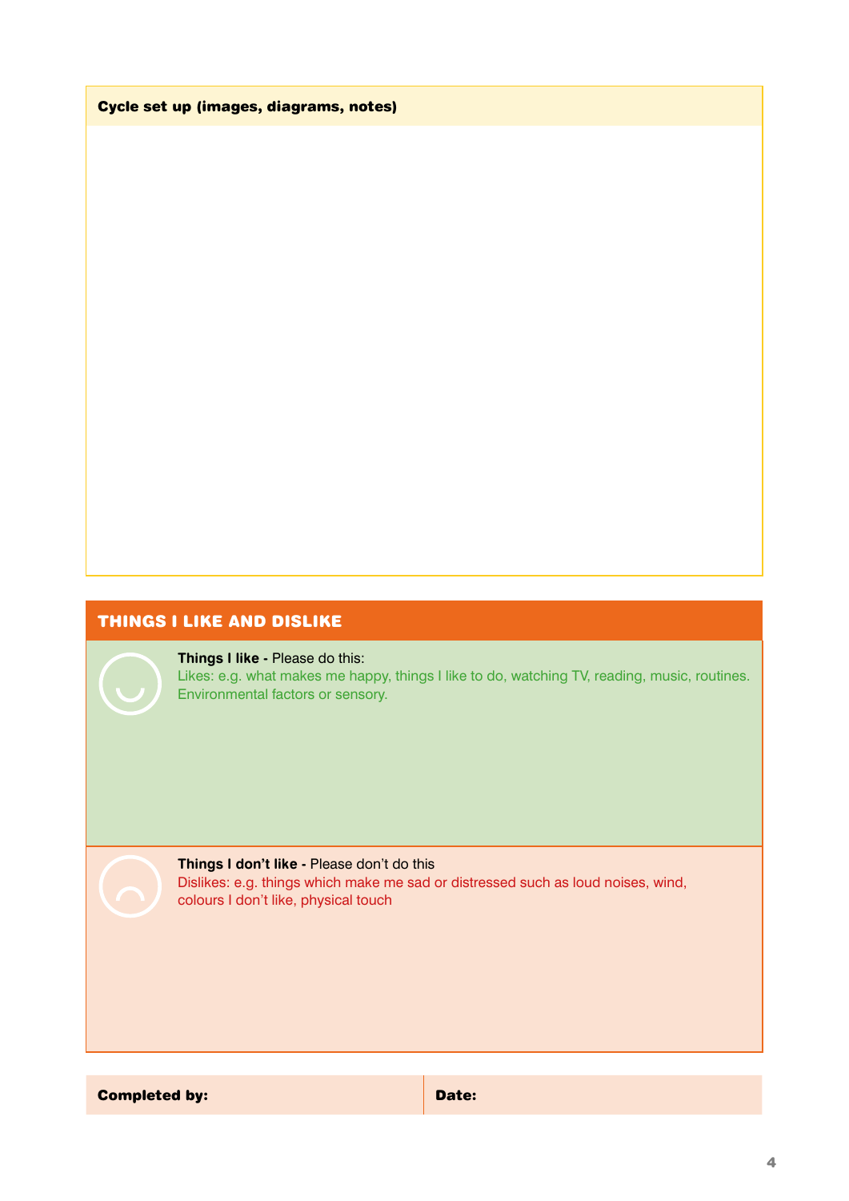**Cycle set up (images, diagrams, notes)**

## THINGS I LIKE AND DISLIKE

**Things I like -** Please do this:
Likes: e.g. what makes me happy, things I like to do, watching TV, reading, music, routines. Environmental factors or sensory.

**Things I don't like -** Please don't do this
Dislikes: e.g. things which make me sad or distressed such as loud noises, wind, colours I don't like, physical touch

| **Completed by:** | **Date:** |
|---|---|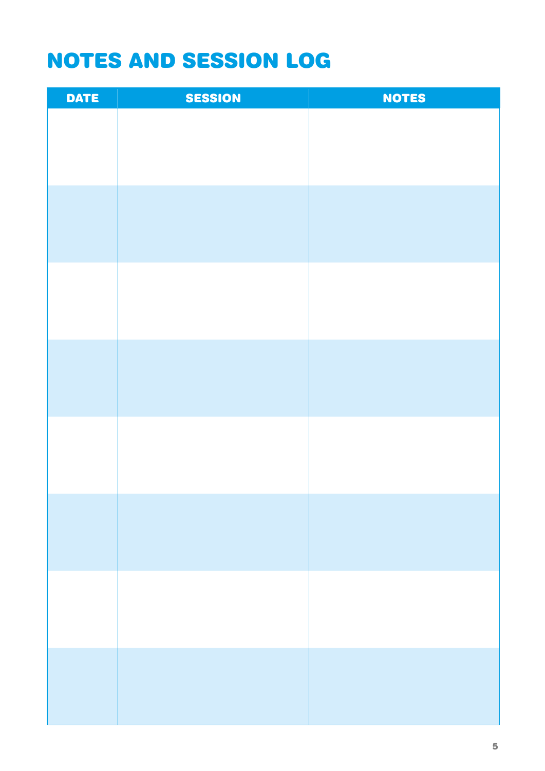# NOTES AND SESSION LOG

| DATE | SESSION | NOTES |
| --- | --- | --- |
| | | |
| | | |
| | | |
| | | |
| | | |
| | | |
| | | |
| | | |